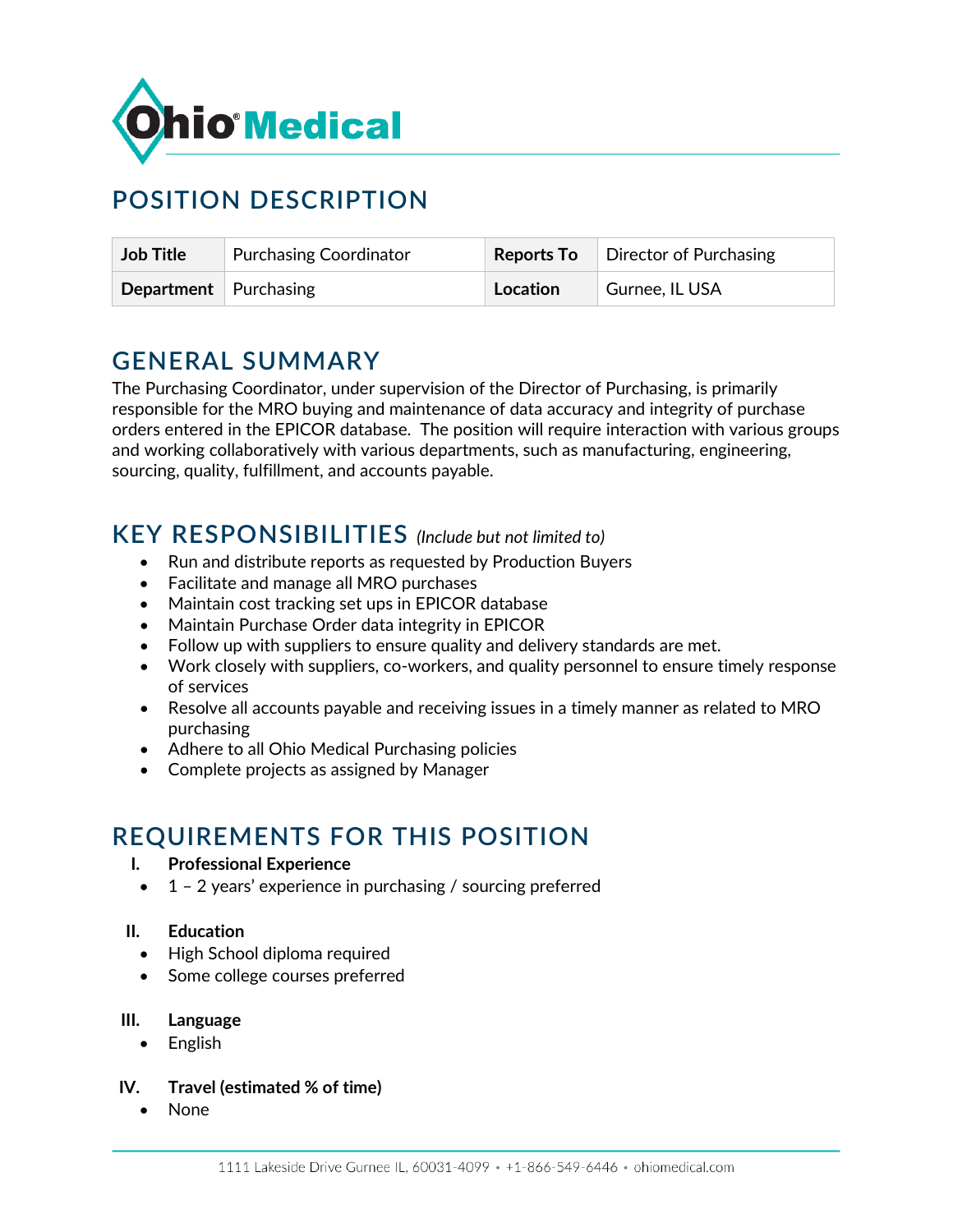Ohio Medical

# POSITION DESCRIPTION

| Job Title | Purchasing Coordinator | Reports To | Director of Purchasing |
|---|---|---|---|
| Department | Purchasing | Location | Gurnee, IL USA |

## GENERAL SUMMARY

The Purchasing Coordinator, under supervision of the Director of Purchasing, is primarily responsible for the MRO buying and maintenance of data accuracy and integrity of purchase orders entered in the EPICOR database. The position will require interaction with various groups and working collaboratively with various departments, such as manufacturing, engineering, sourcing, quality, fulfillment, and accounts payable.

## KEY RESPONSIBILITIES *(Include but not limited to)*

- Run and distribute reports as requested by Production Buyers
- Facilitate and manage all MRO purchases
- Maintain cost tracking set ups in EPICOR database
- Maintain Purchase Order data integrity in EPICOR
- Follow up with suppliers to ensure quality and delivery standards are met.
- Work closely with suppliers, co-workers, and quality personnel to ensure timely response of services
- Resolve all accounts payable and receiving issues in a timely manner as related to MRO purchasing
- Adhere to all Ohio Medical Purchasing policies
- Complete projects as assigned by Manager

## REQUIREMENTS FOR THIS POSITION

**I. Professional Experience**

- 1 – 2 years' experience in purchasing / sourcing preferred

**II. Education**

- High School diploma required
- Some college courses preferred

**III. Language**

- English

**IV. Travel (estimated % of time)**

- None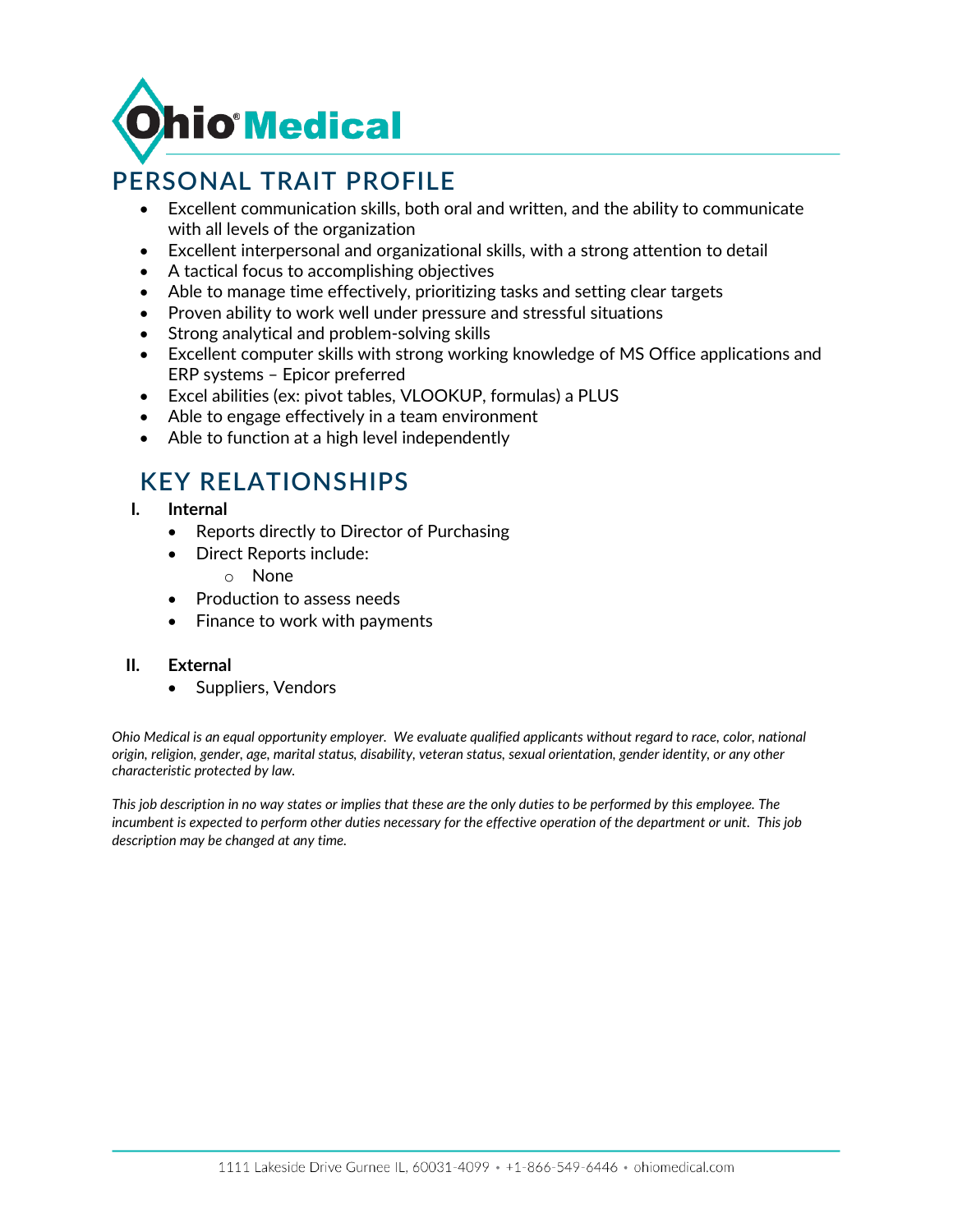## PERSONAL TRAIT PROFILE

- Excellent communication skills, both oral and written, and the ability to communicate with all levels of the organization
- Excellent interpersonal and organizational skills, with a strong attention to detail
- A tactical focus to accomplishing objectives
- Able to manage time effectively, prioritizing tasks and setting clear targets
- Proven ability to work well under pressure and stressful situations
- Strong analytical and problem-solving skills
- Excellent computer skills with strong working knowledge of MS Office applications and ERP systems – Epicor preferred
- Excel abilities (ex: pivot tables, VLOOKUP, formulas) a PLUS
- Able to engage effectively in a team environment
- Able to function at a high level independently

## KEY RELATIONSHIPS

I. **Internal**
   - Reports directly to Director of Purchasing
   - Direct Reports include:
     - None
   - Production to assess needs
   - Finance to work with payments

II. **External**
   - Suppliers, Vendors

*Ohio Medical is an equal opportunity employer. We evaluate qualified applicants without regard to race, color, national origin, religion, gender, age, marital status, disability, veteran status, sexual orientation, gender identity, or any other characteristic protected by law.*

*This job description in no way states or implies that these are the only duties to be performed by this employee. The incumbent is expected to perform other duties necessary for the effective operation of the department or unit. This job description may be changed at any time.*